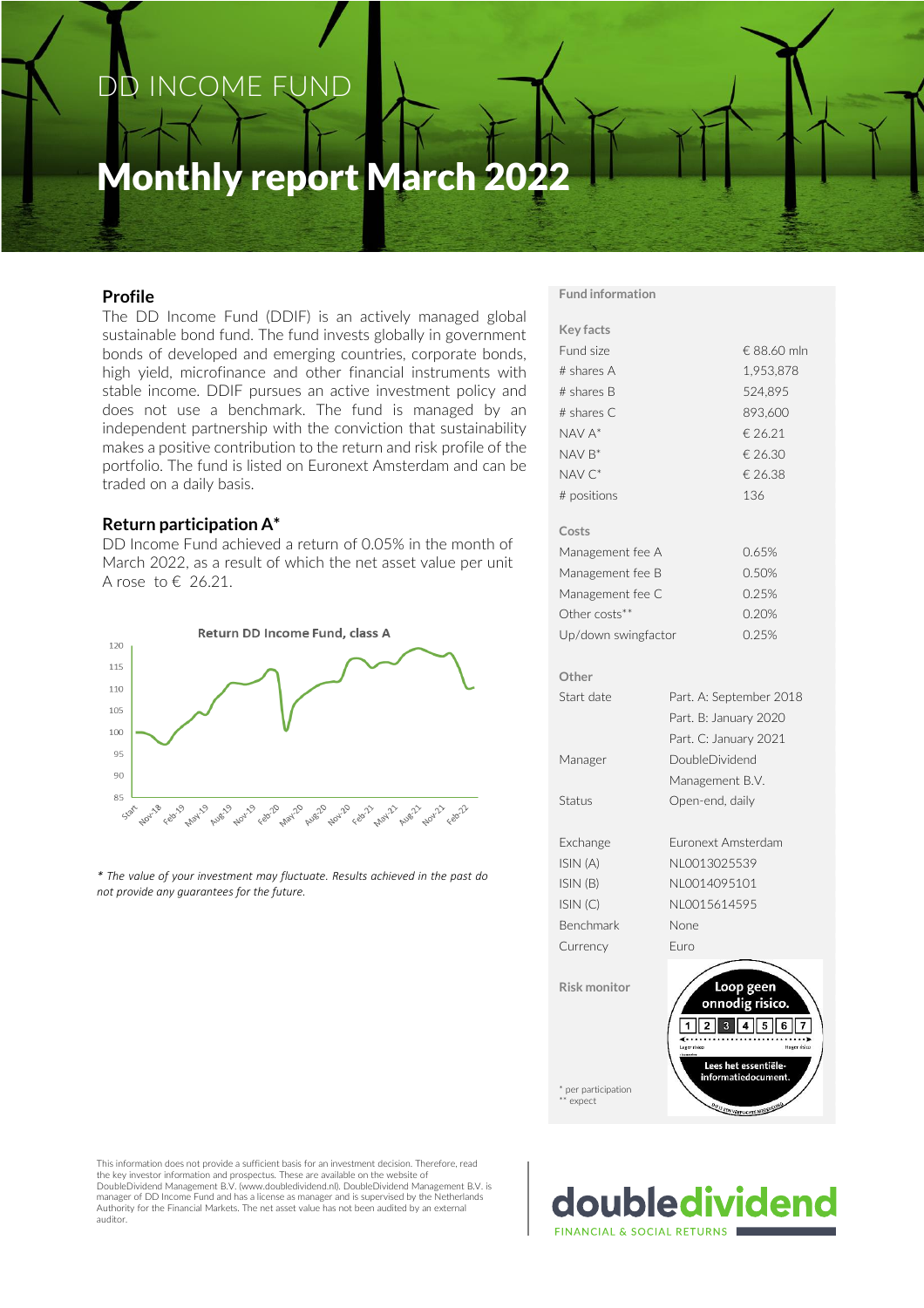# DD INCOME FUND

# Monthly report March 2022

## Profile

The DD Income Fund (DDIF) is an actively managed global sustainable bond fund. The fund invests globally in government bonds of developed and emerging countries, corporate bonds, high yield, microfinance and other financial instruments with stable income. DDIF pursues an active investment policy and does not use a benchmark. The fund is managed by an independent partnership with the conviction that sustainability makes a positive contribution to the return and risk profile of the portfolio. The fund is listed on Euronext Amsterdam and can be traded on a daily basis.

## Return participation A*

DD Income Fund achieved a return of 0.05% in the month of March 2022, as a result of which the net asset value per unit A rose to € 26.21.

**Return DD Income Fund, class A**

*\* The value of your investment may fluctuate. Results achieved in the past do not provide any guarantees for the future.*

## Fund information

**Key facts**

| | |
|---|---|
| Fund size | € 88.60 mln |
| # shares A | 1,953,878 |
| # shares B | 524,895 |
| # shares C | 893,600 |
| NAV A* | € 26.21 |
| NAV B* | € 26.30 |
| NAV C* | € 26.38 |
| # positions | 136 |

**Costs**

| | |
|---|---|
| Management fee A | 0.65% |
| Management fee B | 0.50% |
| Management fee C | 0.25% |
| Other costs** | 0.20% |
| Up/down swingfactor | 0.25% |

**Other**

| | |
|---|---|
| Start date | Part. A: September 2018 |
| | Part. B: January 2020 |
| | Part. C: January 2021 |
| Manager | DoubleDividend Management B.V. |
| Status | Open-end, daily |
| Exchange | Euronext Amsterdam |
| ISIN (A) | NL0013025539 |
| ISIN (B) | NL0014095101 |
| ISIN (C) | NL0015614595 |
| Benchmark | None |
| Currency | Euro |

**Risk monitor**

Loop geen onnodig risico. 1 2 3 4 5 6 7 Lees het essentiële-informatiedocument.

\* per participation
\*\* expect

This information does not provide a sufficient basis for an investment decision. Therefore, read the key investor information and prospectus. These are available on the website of DoubleDividend Management B.V. (www.doubledividend.nl). DoubleDividend Management B.V. is manager of DD Income Fund and has a license as manager and is supervised by the Netherlands Authority for the Financial Markets. The net asset value has not been audited by an external auditor.

doubledividend
FINANCIAL & SOCIAL RETURNS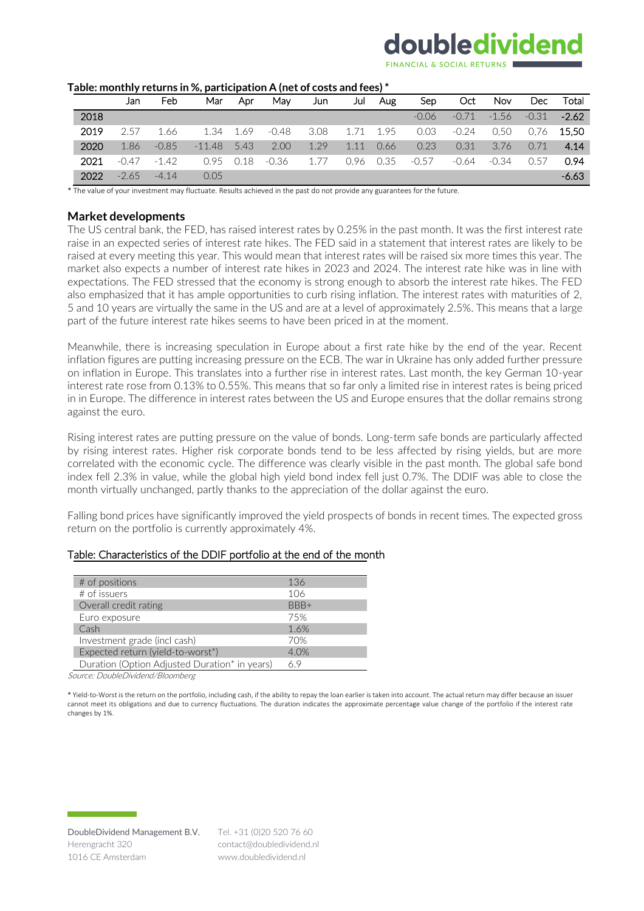**Table: monthly returns in %, participation A (net of costs and fees) ***

| | Jan | Feb | Mar | Apr | May | Jun | Jul | Aug | Sep | Oct | Nov | Dec | Total |
|---|---|---|---|---|---|---|---|---|---|---|---|---|---|
| 2018 | | | | | | | | | -0.06 | -0.71 | -1.56 | -0.31 | **-2.62** |
| 2019 | 2.57 | 1.66 | 1.34 | 1.69 | -0.48 | 3.08 | 1.71 | 1.95 | 0.03 | -0.24 | 0,50 | 0,76 | **15,50** |
| 2020 | 1.86 | -0.85 | -11.48 | 5.43 | 2.00 | 1.29 | 1.11 | 0.66 | 0.23 | 0.31 | 3.76 | 0.71 | **4.14** |
| 2021 | -0.47 | -1.42 | 0.95 | 0.18 | -0.36 | 1.77 | 0.96 | 0.35 | -0.57 | -0.64 | -0.34 | 0.57 | **0.94** |
| 2022 | -2.65 | -4.14 | 0.05 | | | | | | | | | | **-6.63** |

* The value of your investment may fluctuate. Results achieved in the past do not provide any guarantees for the future.

## Market developments

The US central bank, the FED, has raised interest rates by 0.25% in the past month. It was the first interest rate raise in an expected series of interest rate hikes. The FED said in a statement that interest rates are likely to be raised at every meeting this year. This would mean that interest rates will be raised six more times this year. The market also expects a number of interest rate hikes in 2023 and 2024. The interest rate hike was in line with expectations. The FED stressed that the economy is strong enough to absorb the interest rate hikes. The FED also emphasized that it has ample opportunities to curb rising inflation. The interest rates with maturities of 2, 5 and 10 years are virtually the same in the US and are at a level of approximately 2.5%. This means that a large part of the future interest rate hikes seems to have been priced in at the moment.

Meanwhile, there is increasing speculation in Europe about a first rate hike by the end of the year. Recent inflation figures are putting increasing pressure on the ECB. The war in Ukraine has only added further pressure on inflation in Europe. This translates into a further rise in interest rates. Last month, the key German 10-year interest rate rose from 0.13% to 0.55%. This means that so far only a limited rise in interest rates is being priced in in Europe. The difference in interest rates between the US and Europe ensures that the dollar remains strong against the euro.

Rising interest rates are putting pressure on the value of bonds. Long-term safe bonds are particularly affected by rising interest rates. Higher risk corporate bonds tend to be less affected by rising yields, but are more correlated with the economic cycle. The difference was clearly visible in the past month. The global safe bond index fell 2.3% in value, while the global high yield bond index fell just 0.7%. The DDIF was able to close the month virtually unchanged, partly thanks to the appreciation of the dollar against the euro.

Falling bond prices have significantly improved the yield prospects of bonds in recent times. The expected gross return on the portfolio is currently approximately 4%.

Table: Characteristics of the DDIF portfolio at the end of the month

| | |
|---|---|
| # of positions | 136 |
| # of issuers | 106 |
| Overall credit rating | BBB+ |
| Euro exposure | 75% |
| Cash | 1.6% |
| Investment grade (incl cash) | 70% |
| Expected return (yield-to-worst*) | 4.0% |
| Duration (Option Adjusted Duration* in years) | 6.9 |

*Source: DoubleDividend/Bloomberg*

* Yield-to-Worst is the return on the portfolio, including cash, if the ability to repay the loan earlier is taken into account. The actual return may differ because an issuer cannot meet its obligations and due to currency fluctuations. The duration indicates the approximate percentage value change of the portfolio if the interest rate changes by 1%.

DoubleDividend Management B.V.
Herengracht 320
1016 CE Amsterdam

Tel. +31 (0)20 520 76 60
contact@doubledividend.nl
www.doubledividend.nl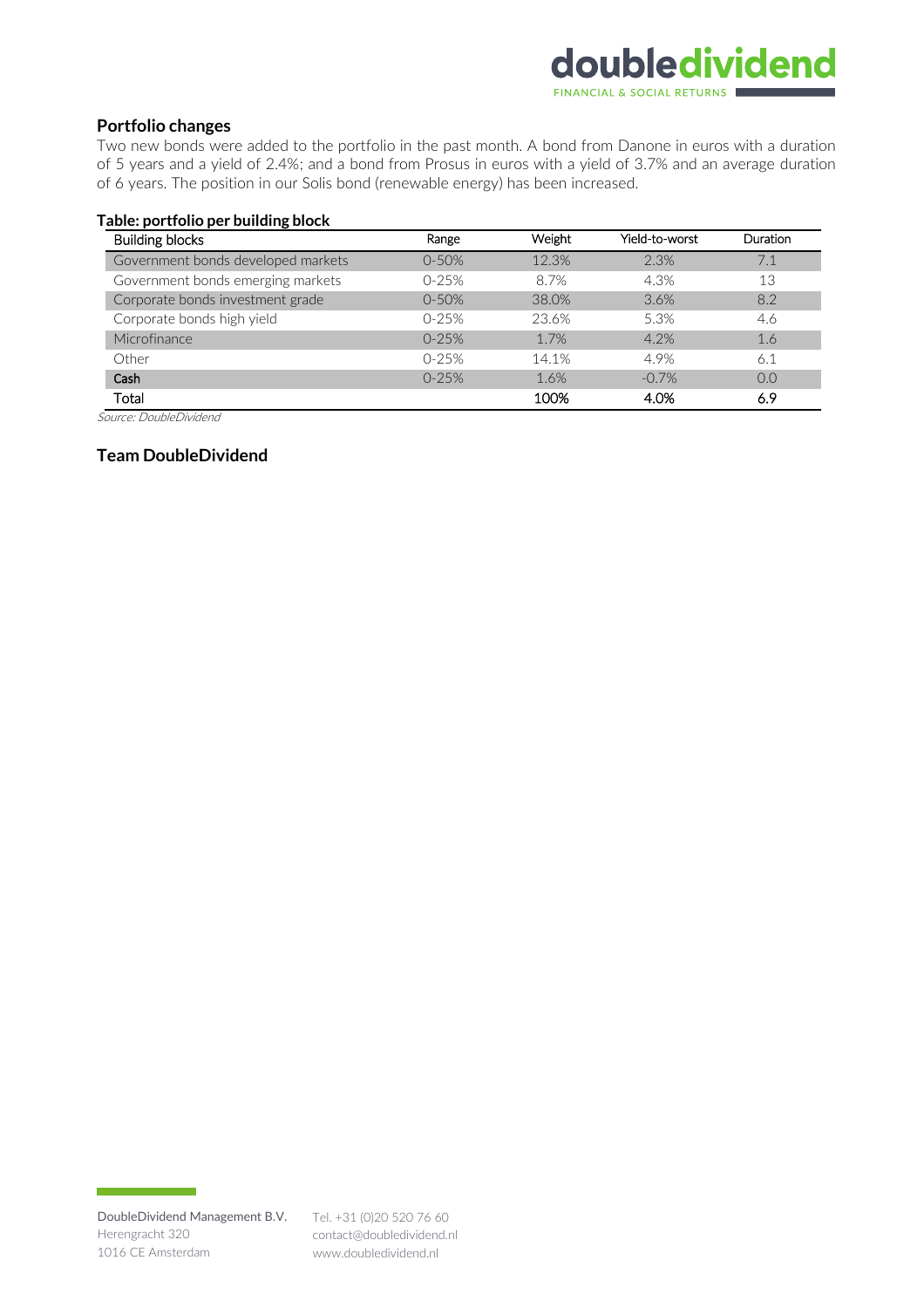## Portfolio changes

Two new bonds were added to the portfolio in the past month. A bond from Danone in euros with a duration of 5 years and a yield of 2.4%; and a bond from Prosus in euros with a yield of 3.7% and an average duration of 6 years. The position in our Solis bond (renewable energy) has been increased.

**Table: portfolio per building block**

| Building blocks | Range | Weight | Yield-to-worst | Duration |
|---|---|---|---|---|
| Government bonds developed markets | 0-50% | 12.3% | 2.3% | 7.1 |
| Government bonds emerging markets | 0-25% | 8.7% | 4.3% | 13 |
| Corporate bonds investment grade | 0-50% | 38.0% | 3.6% | 8.2 |
| Corporate bonds high yield | 0-25% | 23.6% | 5.3% | 4.6 |
| Microfinance | 0-25% | 1.7% | 4.2% | 1.6 |
| Other | 0-25% | 14.1% | 4.9% | 6.1 |
| Cash | 0-25% | 1.6% | -0.7% | 0.0 |
| Total | | 100% | 4.0% | 6.9 |

*Source: DoubleDividend*

**Team DoubleDividend**

DoubleDividend Management B.V.
Herengracht 320
1016 CE Amsterdam

Tel. +31 (0)20 520 76 60
contact@doubledividend.nl
www.doubledividend.nl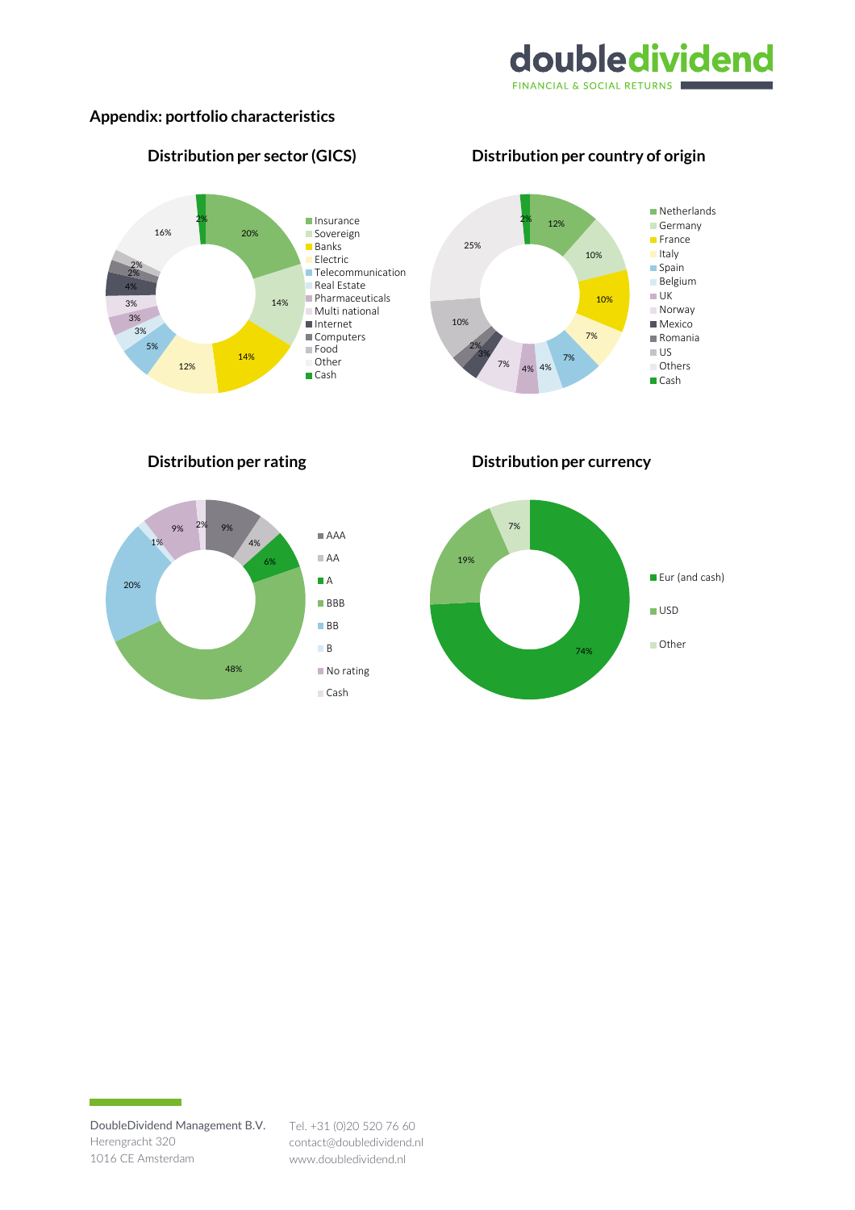## Appendix: portfolio characteristics

### Distribution per sector (GICS)

2%
20%
14%
14%
12%
5%
3%
3%
3%
4%
2%
2%
16%

Insurance
Sovereign
Banks
Electric
Telecommunication
Real Estate
Pharmaceuticals
Multi national
Internet
Computers
Food
Other
Cash

### Distribution per country of origin

2%
12%
10%
10%
7%
7%
4%
4%
7%
3%
2%
10%
25%

Netherlands
Germany
France
Italy
Spain
Belgium
UK
Norway
Mexico
Romania
US
Others
Cash

### Distribution per rating

9%
4%
6%
48%
20%
1%
9%
2%

AAA
AA
A
BBB
BB
B
No rating
Cash

### Distribution per currency

7%
19%
74%

Eur (and cash)
USD
Other

DoubleDividend Management B.V.
Herengracht 320
1016 CE Amsterdam

Tel. +31 (0)20 520 76 60
contact@doubledividend.nl
www.doubledividend.nl